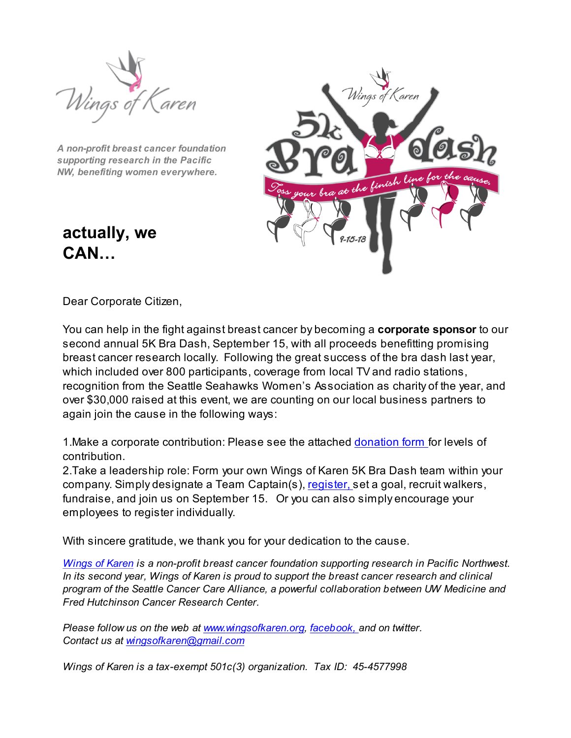Wings of Karen

*A non-profit breast cancer foundation supporting research in the Pacific NW, benefiting women everywhere.*

Wings of Karen

5k Bra dash

Toss your bra at the finish line for the cause.

9-15-13

# actually, we CAN…

Dear Corporate Citizen,

You can help in the fight against breast cancer by becoming a **corporate sponsor** to our second annual 5K Bra Dash, September 15, with all proceeds benefitting promising breast cancer research locally. Following the great success of the bra dash last year, which included over 800 participants, coverage from local TV and radio stations, recognition from the Seattle Seahawks Women's Association as charity of the year, and over $30,000 raised at this event, we are counting on our local business partners to again join the cause in the following ways:

1. Make a corporate contribution: Please see the attached donation form for levels of contribution.
2. Take a leadership role: Form your own Wings of Karen 5K Bra Dash team within your company. Simply designate a Team Captain(s), register, set a goal, recruit walkers, fundraise, and join us on September 15. Or you can also simply encourage your employees to register individually.

With sincere gratitude, we thank you for your dedication to the cause.

*Wings of Karen is a non-profit breast cancer foundation supporting research in Pacific Northwest. In its second year, Wings of Karen is proud to support the breast cancer research and clinical program of the Seattle Cancer Care Alliance, a powerful collaboration between UW Medicine and Fred Hutchinson Cancer Research Center.*

*Please follow us on the web at www.wingsofkaren.org, facebook, and on twitter.*
*Contact us at wingsofkaren@gmail.com*

*Wings of Karen is a tax-exempt 501c(3) organization. Tax ID: 45-4577998*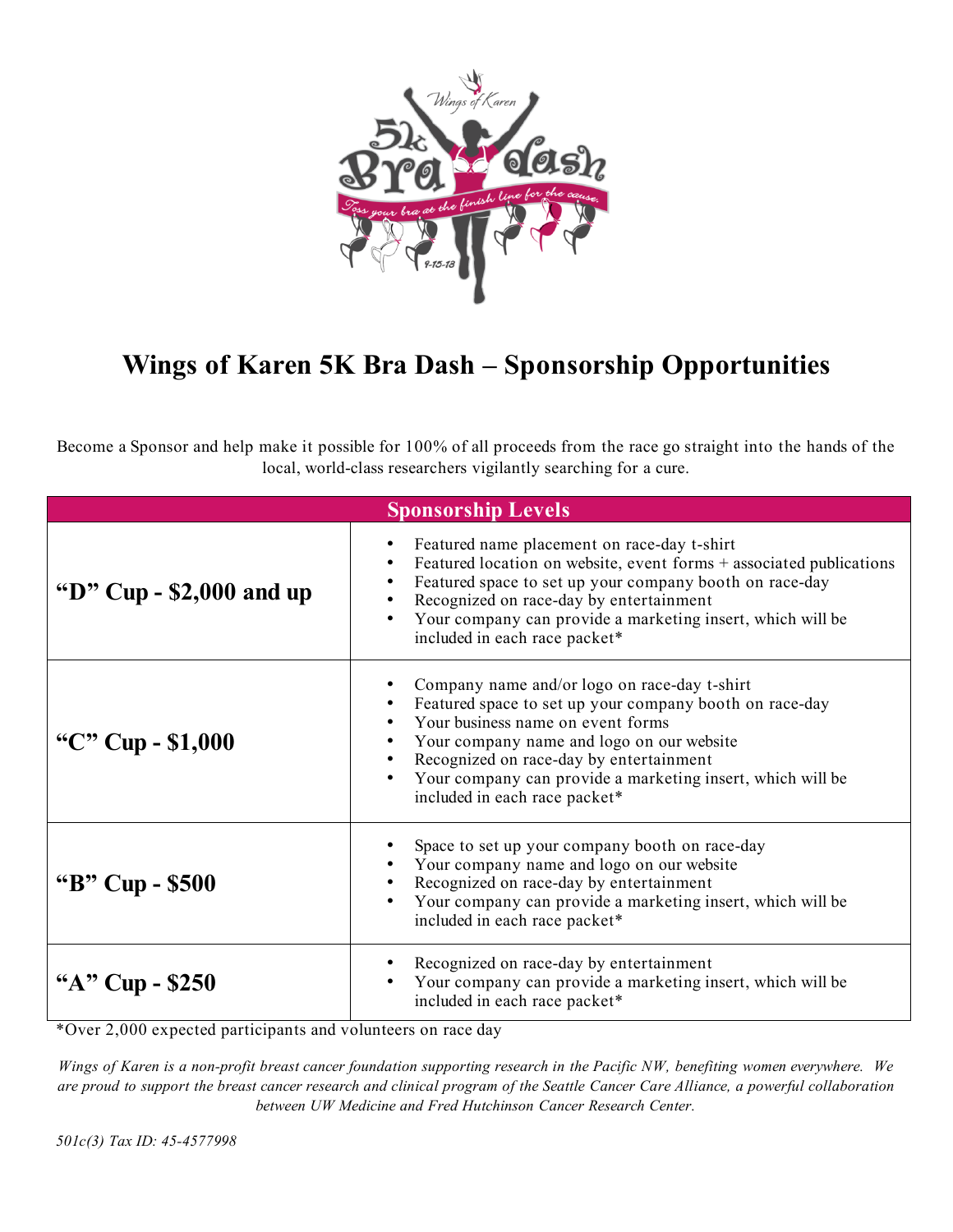# Wings of Karen 5K Bra Dash – Sponsorship Opportunities

Become a Sponsor and help make it possible for 100% of all proceeds from the race go straight into the hands of the local, world-class researchers vigilantly searching for a cure.

| Sponsorship Levels | |
|---|---|
| **"D" Cup - $2,000 and up** | • Featured name placement on race-day t-shirt<br>• Featured location on website, event forms + associated publications<br>• Featured space to set up your company booth on race-day<br>• Recognized on race-day by entertainment<br>• Your company can provide a marketing insert, which will be included in each race packet* |
| **"C" Cup - $1,000** | • Company name and/or logo on race-day t-shirt<br>• Featured space to set up your company booth on race-day<br>• Your business name on event forms<br>• Your company name and logo on our website<br>• Recognized on race-day by entertainment<br>• Your company can provide a marketing insert, which will be included in each race packet* |
| **"B" Cup - $500** | • Space to set up your company booth on race-day<br>• Your company name and logo on our website<br>• Recognized on race-day by entertainment<br>• Your company can provide a marketing insert, which will be included in each race packet* |
| **"A" Cup - $250** | • Recognized on race-day by entertainment<br>• Your company can provide a marketing insert, which will be included in each race packet* |

*Over 2,000 expected participants and volunteers on race day

*Wings of Karen is a non-profit breast cancer foundation supporting research in the Pacific NW, benefiting women everywhere. We are proud to support the breast cancer research and clinical program of the Seattle Cancer Care Alliance, a powerful collaboration between UW Medicine and Fred Hutchinson Cancer Research Center.*

*501c(3) Tax ID: 45-4577998*